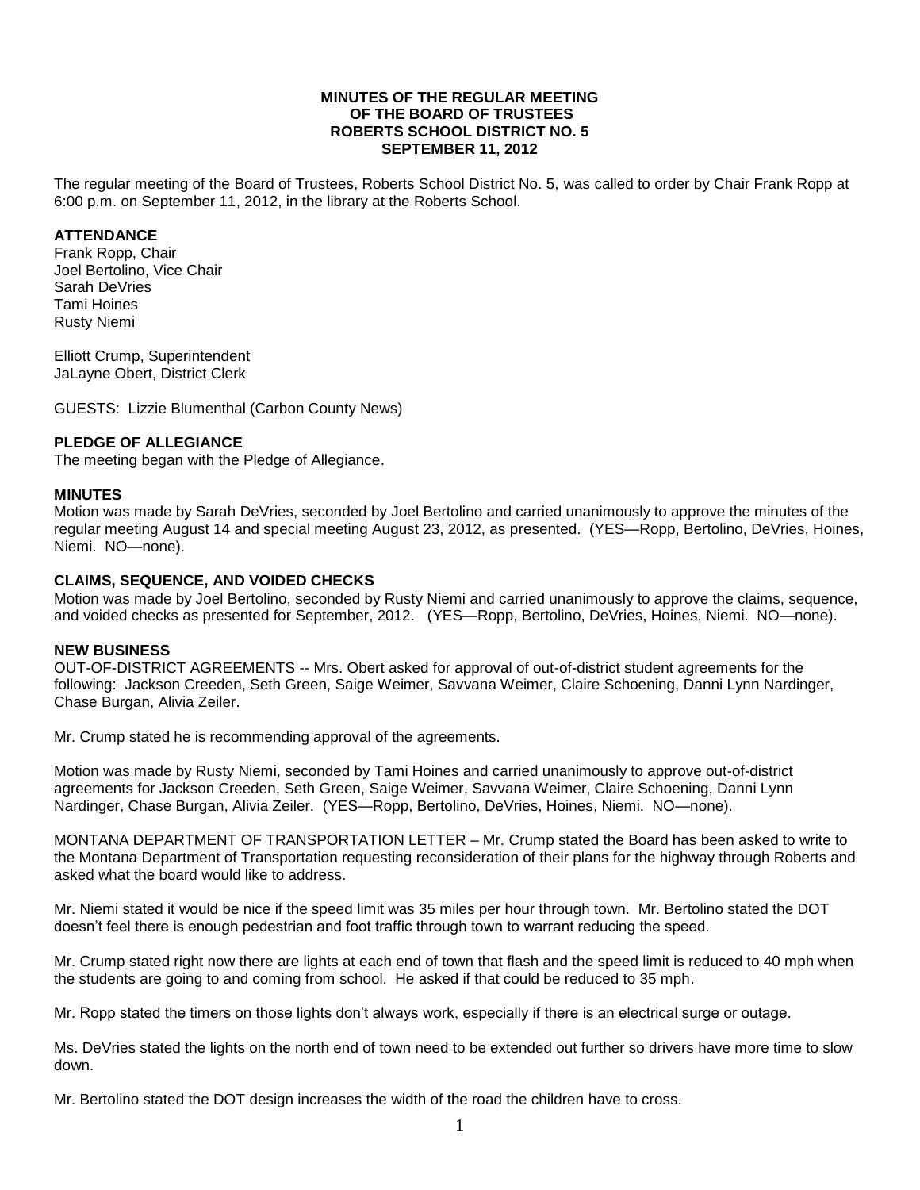**MINUTES OF THE REGULAR MEETING
OF THE BOARD OF TRUSTEES
ROBERTS SCHOOL DISTRICT NO. 5
SEPTEMBER 11, 2012**

The regular meeting of the Board of Trustees, Roberts School District No. 5, was called to order by Chair Frank Ropp at 6:00 p.m. on September 11, 2012, in the library at the Roberts School.

**ATTENDANCE**

Frank Ropp, Chair
Joel Bertolino, Vice Chair
Sarah DeVries
Tami Hoines
Rusty Niemi

Elliott Crump, Superintendent
JaLayne Obert, District Clerk

GUESTS: Lizzie Blumenthal (Carbon County News)

**PLEDGE OF ALLEGIANCE**

The meeting began with the Pledge of Allegiance.

**MINUTES**

Motion was made by Sarah DeVries, seconded by Joel Bertolino and carried unanimously to approve the minutes of the regular meeting August 14 and special meeting August 23, 2012, as presented. (YES—Ropp, Bertolino, DeVries, Hoines, Niemi. NO—none).

**CLAIMS, SEQUENCE, AND VOIDED CHECKS**

Motion was made by Joel Bertolino, seconded by Rusty Niemi and carried unanimously to approve the claims, sequence, and voided checks as presented for September, 2012. (YES—Ropp, Bertolino, DeVries, Hoines, Niemi. NO—none).

**NEW BUSINESS**

OUT-OF-DISTRICT AGREEMENTS -- Mrs. Obert asked for approval of out-of-district student agreements for the following: Jackson Creeden, Seth Green, Saige Weimer, Savvana Weimer, Claire Schoening, Danni Lynn Nardinger, Chase Burgan, Alivia Zeiler.

Mr. Crump stated he is recommending approval of the agreements.

Motion was made by Rusty Niemi, seconded by Tami Hoines and carried unanimously to approve out-of-district agreements for Jackson Creeden, Seth Green, Saige Weimer, Savvana Weimer, Claire Schoening, Danni Lynn Nardinger, Chase Burgan, Alivia Zeiler. (YES—Ropp, Bertolino, DeVries, Hoines, Niemi. NO—none).

MONTANA DEPARTMENT OF TRANSPORTATION LETTER – Mr. Crump stated the Board has been asked to write to the Montana Department of Transportation requesting reconsideration of their plans for the highway through Roberts and asked what the board would like to address.

Mr. Niemi stated it would be nice if the speed limit was 35 miles per hour through town. Mr. Bertolino stated the DOT doesn't feel there is enough pedestrian and foot traffic through town to warrant reducing the speed.

Mr. Crump stated right now there are lights at each end of town that flash and the speed limit is reduced to 40 mph when the students are going to and coming from school. He asked if that could be reduced to 35 mph.

Mr. Ropp stated the timers on those lights don't always work, especially if there is an electrical surge or outage.

Ms. DeVries stated the lights on the north end of town need to be extended out further so drivers have more time to slow down.

Mr. Bertolino stated the DOT design increases the width of the road the children have to cross.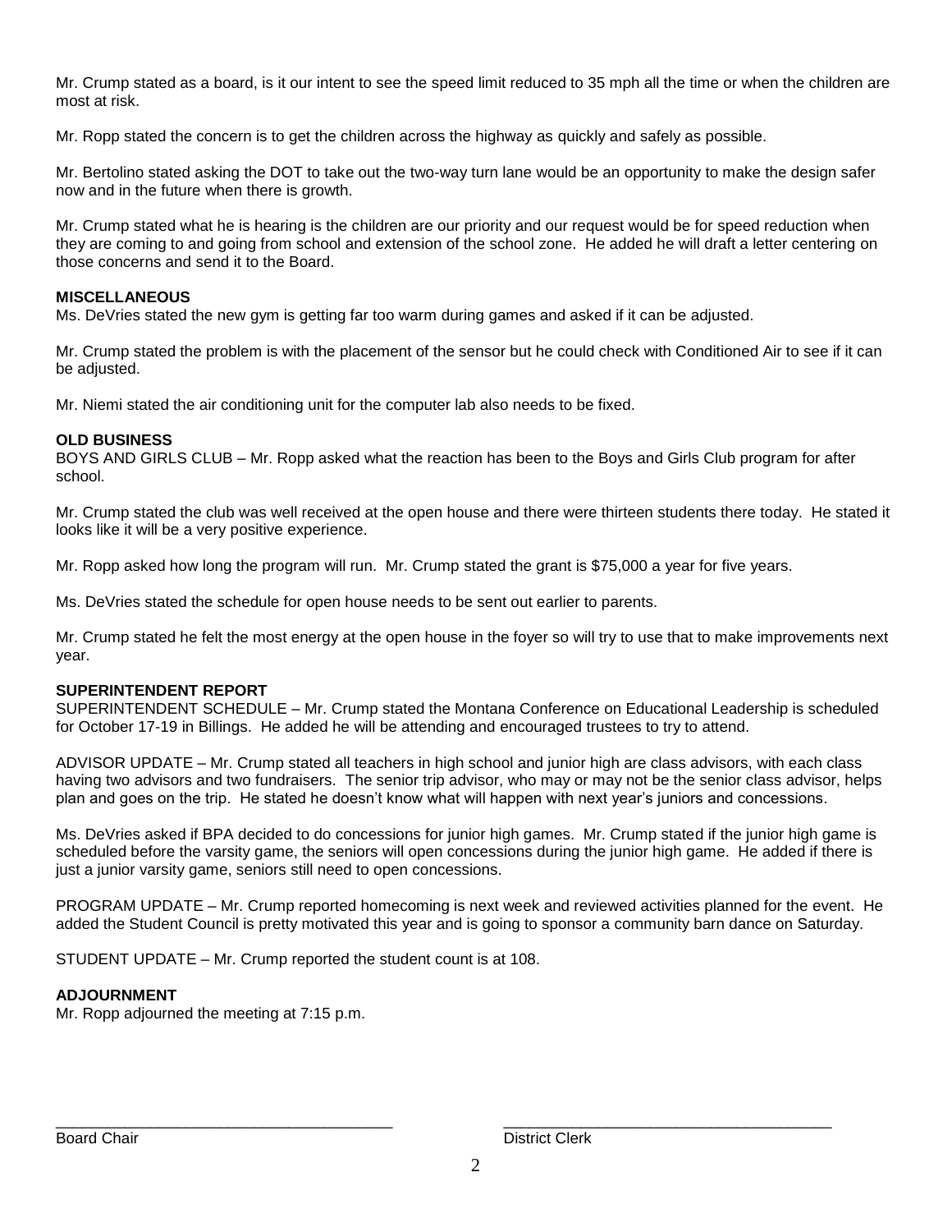Mr. Crump stated as a board, is it our intent to see the speed limit reduced to 35 mph all the time or when the children are most at risk.

Mr. Ropp stated the concern is to get the children across the highway as quickly and safely as possible.

Mr. Bertolino stated asking the DOT to take out the two-way turn lane would be an opportunity to make the design safer now and in the future when there is growth.

Mr. Crump stated what he is hearing is the children are our priority and our request would be for speed reduction when they are coming to and going from school and extension of the school zone. He added he will draft a letter centering on those concerns and send it to the Board.

**MISCELLANEOUS**
Ms. DeVries stated the new gym is getting far too warm during games and asked if it can be adjusted.

Mr. Crump stated the problem is with the placement of the sensor but he could check with Conditioned Air to see if it can be adjusted.

Mr. Niemi stated the air conditioning unit for the computer lab also needs to be fixed.

**OLD BUSINESS**
BOYS AND GIRLS CLUB – Mr. Ropp asked what the reaction has been to the Boys and Girls Club program for after school.

Mr. Crump stated the club was well received at the open house and there were thirteen students there today. He stated it looks like it will be a very positive experience.

Mr. Ropp asked how long the program will run. Mr. Crump stated the grant is $75,000 a year for five years.

Ms. DeVries stated the schedule for open house needs to be sent out earlier to parents.

Mr. Crump stated he felt the most energy at the open house in the foyer so will try to use that to make improvements next year.

**SUPERINTENDENT REPORT**
SUPERINTENDENT SCHEDULE – Mr. Crump stated the Montana Conference on Educational Leadership is scheduled for October 17-19 in Billings. He added he will be attending and encouraged trustees to try to attend.

ADVISOR UPDATE – Mr. Crump stated all teachers in high school and junior high are class advisors, with each class having two advisors and two fundraisers. The senior trip advisor, who may or may not be the senior class advisor, helps plan and goes on the trip. He stated he doesn't know what will happen with next year's juniors and concessions.

Ms. DeVries asked if BPA decided to do concessions for junior high games. Mr. Crump stated if the junior high game is scheduled before the varsity game, the seniors will open concessions during the junior high game. He added if there is just a junior varsity game, seniors still need to open concessions.

PROGRAM UPDATE – Mr. Crump reported homecoming is next week and reviewed activities planned for the event. He added the Student Council is pretty motivated this year and is going to sponsor a community barn dance on Saturday.

STUDENT UPDATE – Mr. Crump reported the student count is at 108.

**ADJOURNMENT**
Mr. Ropp adjourned the meeting at 7:15 p.m.

\_\_\_\_\_\_\_\_\_\_\_\_\_\_\_\_\_\_\_\_\_\_\_\_\_\_\_\_\_\_\_\_\_\_\_\_\_\_\_\_
Board Chair

\_\_\_\_\_\_\_\_\_\_\_\_\_\_\_\_\_\_\_\_\_\_\_\_\_\_\_\_\_\_\_\_\_\_\_\_\_\_\_\_
District Clerk